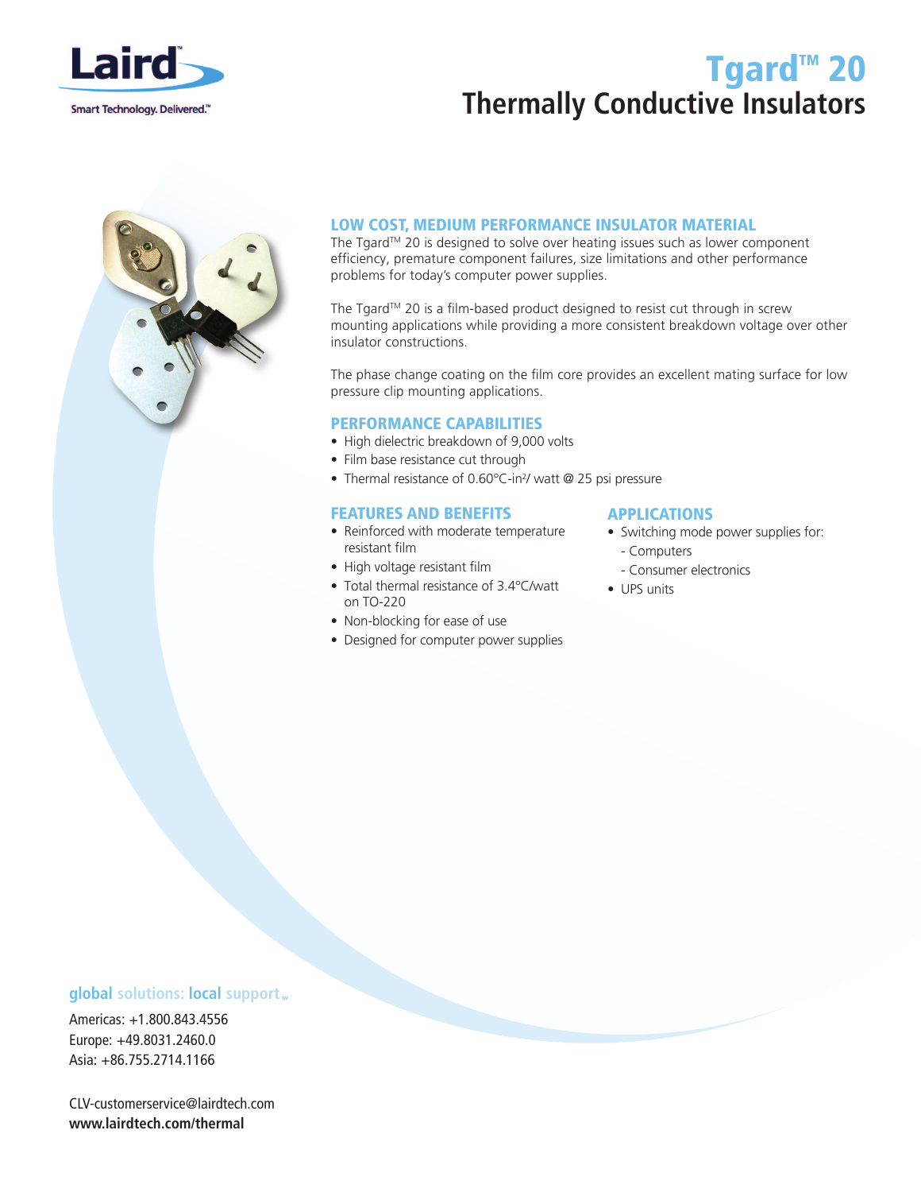Laird

Smart Technology. Delivered.™

# Tgard™ 20

# Thermally Conductive Insulators

## LOW COST, MEDIUM PERFORMANCE INSULATOR MATERIAL

The Tgard™ 20 is designed to solve over heating issues such as lower component efficiency, premature component failures, size limitations and other performance problems for today's computer power supplies.

The Tgard™ 20 is a film-based product designed to resist cut through in screw mounting applications while providing a more consistent breakdown voltage over other insulator constructions.

The phase change coating on the film core provides an excellent mating surface for low pressure clip mounting applications.

## PERFORMANCE CAPABILITIES

- High dielectric breakdown of 9,000 volts
- Film base resistance cut through
- Thermal resistance of 0.60°C-in²/ watt @ 25 psi pressure

## FEATURES AND BENEFITS

- Reinforced with moderate temperature resistant film
- High voltage resistant film
- Total thermal resistance of 3.4°C/watt on TO-220
- Non-blocking for ease of use
- Designed for computer power supplies

## APPLICATIONS

- Switching mode power supplies for:
  - Computers
  - Consumer electronics
- UPS units

**global** solutions: **local** support™

Americas: +1.800.843.4556
Europe: +49.8031.2460.0
Asia: +86.755.2714.1166

CLV-customerservice@lairdtech.com
**www.lairdtech.com/thermal**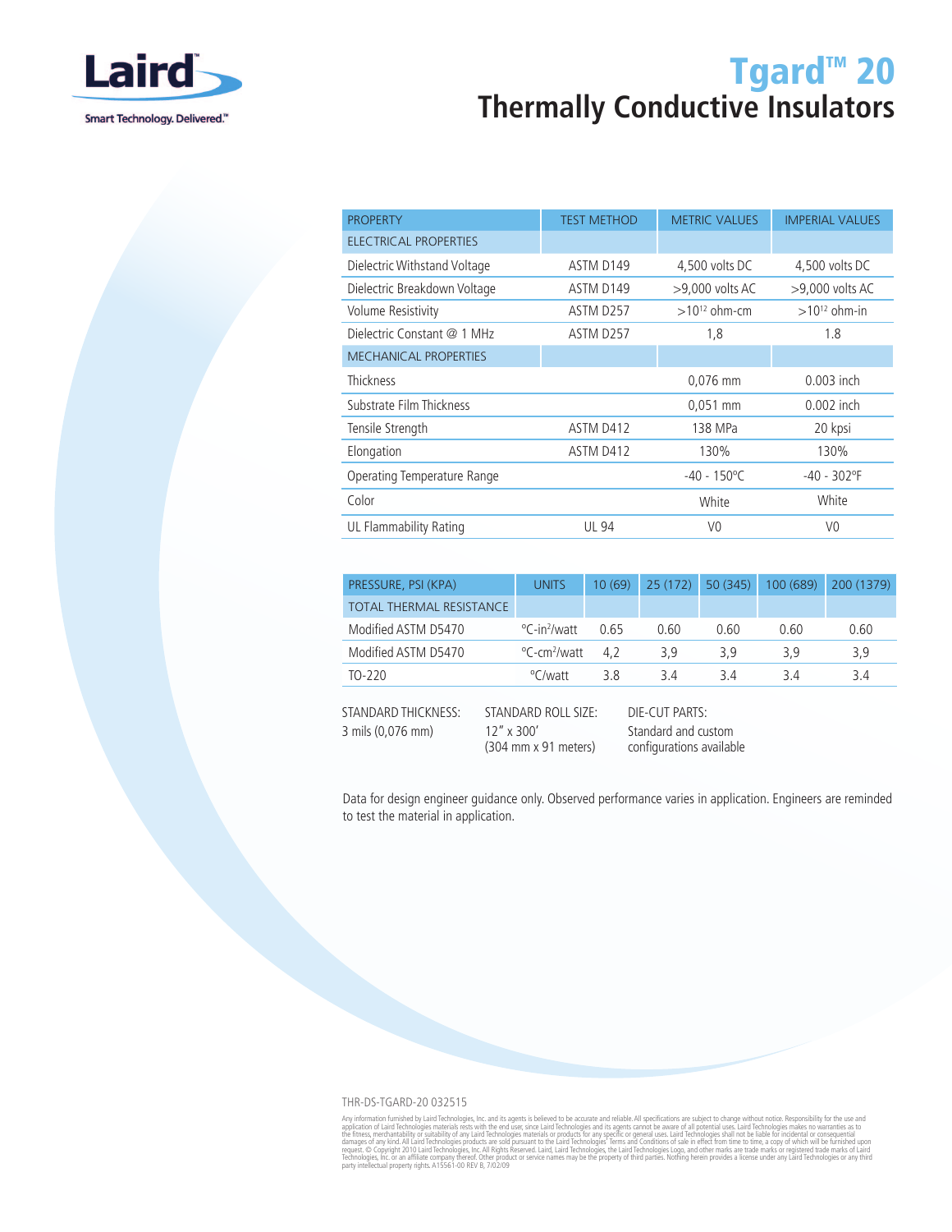# Tgard™ 20

## Thermally Conductive Insulators

| PROPERTY | TEST METHOD | METRIC VALUES | IMPERIAL VALUES |
|---|---|---|---|
| ELECTRICAL PROPERTIES | | | |
| Dielectric Withstand Voltage | ASTM D149 | 4,500 volts DC | 4,500 volts DC |
| Dielectric Breakdown Voltage | ASTM D149 | >9,000 volts AC | >9,000 volts AC |
| Volume Resistivity | ASTM D257 | >$10^{12}$ ohm-cm | >$10^{12}$ ohm-in |
| Dielectric Constant @ 1 MHz | ASTM D257 | 1,8 | 1.8 |
| MECHANICAL PROPERTIES | | | |
| Thickness | | 0,076 mm | 0.003 inch |
| Substrate Film Thickness | | 0,051 mm | 0.002 inch |
| Tensile Strength | ASTM D412 | 138 MPa | 20 kpsi |
| Elongation | ASTM D412 | 130% | 130% |
| Operating Temperature Range | | -40 - 150ºC | -40 - 302ºF |
| Color | | White | White |
| UL Flammability Rating | UL 94 | V0 | V0 |

| PRESSURE, PSI (KPA) | UNITS | 10 (69) | 25 (172) | 50 (345) | 100 (689) | 200 (1379) |
|---|---|---|---|---|---|---|
| TOTAL THERMAL RESISTANCE | | | | | | |
| Modified ASTM D5470 | ºC-in²/watt | 0.65 | 0.60 | 0.60 | 0.60 | 0.60 |
| Modified ASTM D5470 | ºC-cm²/watt | 4,2 | 3,9 | 3,9 | 3,9 | 3,9 |
| TO-220 | ºC/watt | 3.8 | 3.4 | 3.4 | 3.4 | 3.4 |

STANDARD THICKNESS:
3 mils (0,076 mm)

STANDARD ROLL SIZE:
12" x 300'
(304 mm x 91 meters)

DIE-CUT PARTS:
Standard and custom configurations available

Data for design engineer guidance only. Observed performance varies in application. Engineers are reminded to test the material in application.

THR-DS-TGARD-20 032515

Any information furnished by Laird Technologies, Inc. and its agents is believed to be accurate and reliable. All specifications are subject to change without notice. Responsibility for the use and application of Laird Technologies materials rests with the end user, since Laird Technologies and its agents cannot be aware of all potential uses. Laird Technologies makes no warranties as to the fitness, merchantability or suitability of any Laird Technologies materials or products for any specific or general uses. Laird Technologies shall not be liable for incidental or consequential damages of any kind. All Laird Technologies products are sold pursuant to the Laird Technologies' Terms and Conditions of sale in effect from time to time, a copy of which will be furnished upon request. © Copyright 2010 Laird Technologies, Inc. All Rights Reserved. Laird, Laird Technologies, the Laird Technologies Logo, and other marks are trade marks or registered trade marks of Laird Technologies, Inc. or an affiliate company thereof. Other product or service names may be the property of third parties. Nothing herein provides a license under any Laird Technologies or any third party intellectual property rights. A15561-00 REV B, 7/02/09